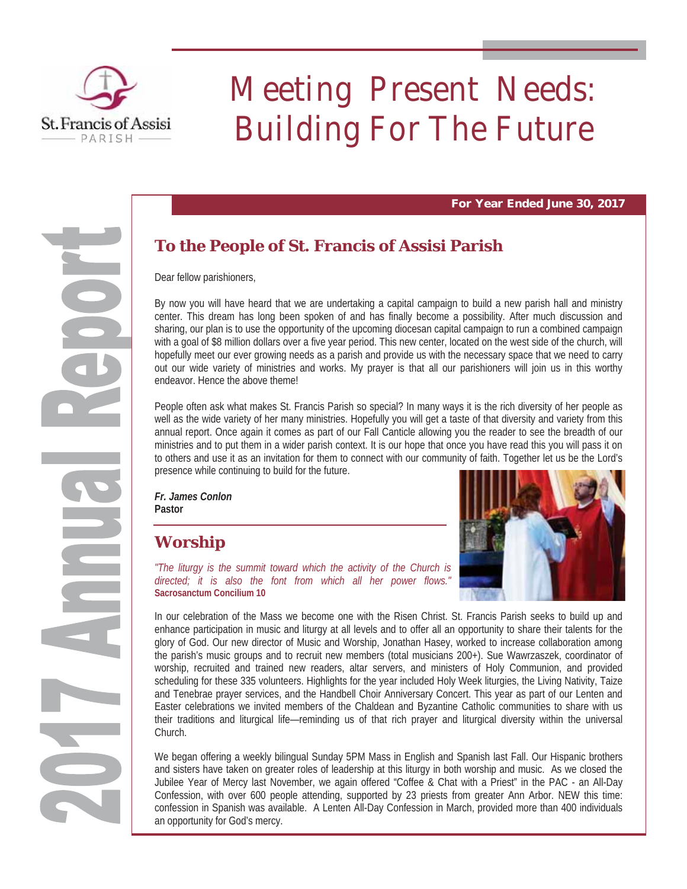St. Francis of Assisi PARISH

# Meeting Present Needs: Building For The Future

2017 Annual Report

**For Year Ended June 30, 2017**

## To the People of St. Francis of Assisi Parish

Dear fellow parishioners,

By now you will have heard that we are undertaking a capital campaign to build a new parish hall and ministry center. This dream has long been spoken of and has finally become a possibility. After much discussion and sharing, our plan is to use the opportunity of the upcoming diocesan capital campaign to run a combined campaign with a goal of $8 million dollars over a five year period. This new center, located on the west side of the church, will hopefully meet our ever growing needs as a parish and provide us with the necessary space that we need to carry out our wide variety of ministries and works. My prayer is that all our parishioners will join us in this worthy endeavor. Hence the above theme!

People often ask what makes St. Francis Parish so special? In many ways it is the rich diversity of her people as well as the wide variety of her many ministries. Hopefully you will get a taste of that diversity and variety from this annual report. Once again it comes as part of our Fall Canticle allowing you the reader to see the breadth of our ministries and to put them in a wider parish context. It is our hope that once you have read this you will pass it on to others and use it as an invitation for them to connect with our community of faith. Together let us be the Lord's presence while continuing to build for the future.

***Fr. James Conlon***
**Pastor**

## Worship

*"The liturgy is the summit toward which the activity of the Church is directed; it is also the font from which all her power flows."*
**Sacrosanctum Concilium 10**

In our celebration of the Mass we become one with the Risen Christ. St. Francis Parish seeks to build up and enhance participation in music and liturgy at all levels and to offer all an opportunity to share their talents for the glory of God. Our new director of Music and Worship, Jonathan Hasey, worked to increase collaboration among the parish's music groups and to recruit new members (total musicians 200+). Sue Wawrzaszek, coordinator of worship, recruited and trained new readers, altar servers, and ministers of Holy Communion, and provided scheduling for these 335 volunteers. Highlights for the year included Holy Week liturgies, the Living Nativity, Taize and Tenebrae prayer services, and the Handbell Choir Anniversary Concert. This year as part of our Lenten and Easter celebrations we invited members of the Chaldean and Byzantine Catholic communities to share with us their traditions and liturgical life—reminding us of that rich prayer and liturgical diversity within the universal Church.

We began offering a weekly bilingual Sunday 5PM Mass in English and Spanish last Fall. Our Hispanic brothers and sisters have taken on greater roles of leadership at this liturgy in both worship and music. As we closed the Jubilee Year of Mercy last November, we again offered "Coffee & Chat with a Priest" in the PAC - an All-Day Confession, with over 600 people attending, supported by 23 priests from greater Ann Arbor. NEW this time: confession in Spanish was available. A Lenten All-Day Confession in March, provided more than 400 individuals an opportunity for God's mercy.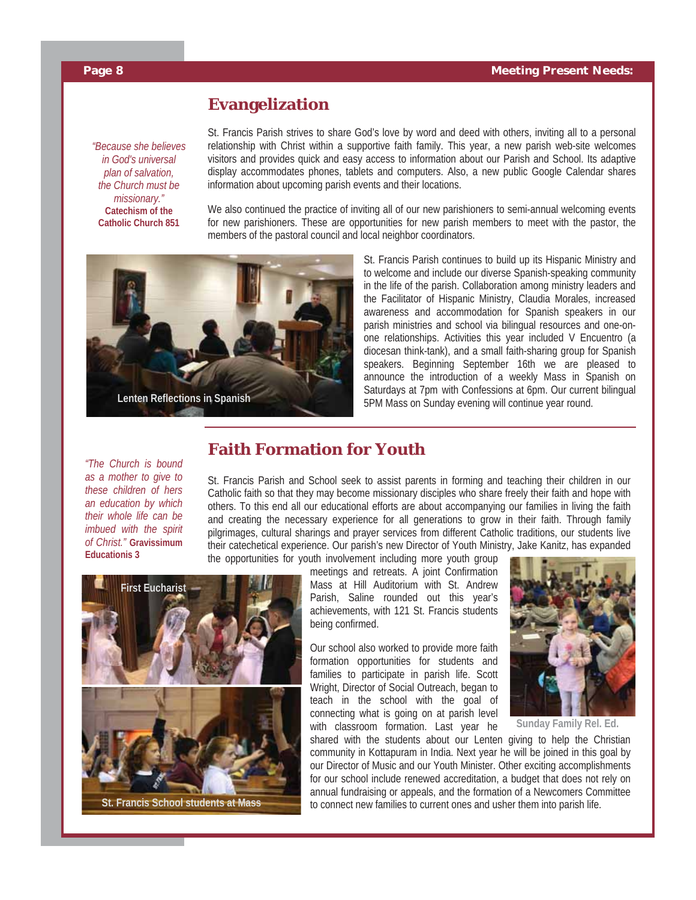## Evangelization

*"Because she believes in God's universal plan of salvation, the Church must be missionary."* **Catechism of the Catholic Church 851**

St. Francis Parish strives to share God's love by word and deed with others, inviting all to a personal relationship with Christ within a supportive faith family. This year, a new parish web-site welcomes visitors and provides quick and easy access to information about our Parish and School. Its adaptive display accommodates phones, tablets and computers. Also, a new public Google Calendar shares information about upcoming parish events and their locations.

We also continued the practice of inviting all of our new parishioners to semi-annual welcoming events for new parishioners. These are opportunities for new parish members to meet with the pastor, the members of the pastoral council and local neighbor coordinators.

Lenten Reflections in Spanish

St. Francis Parish continues to build up its Hispanic Ministry and to welcome and include our diverse Spanish-speaking community in the life of the parish. Collaboration among ministry leaders and the Facilitator of Hispanic Ministry, Claudia Morales, increased awareness and accommodation for Spanish speakers in our parish ministries and school via bilingual resources and one-on-one relationships. Activities this year included V Encuentro (a diocesan think-tank), and a small faith-sharing group for Spanish speakers. Beginning September 16th we are pleased to announce the introduction of a weekly Mass in Spanish on Saturdays at 7pm with Confessions at 6pm. Our current bilingual 5PM Mass on Sunday evening will continue year round.

## Faith Formation for Youth

*"The Church is bound as a mother to give to these children of hers an education by which their whole life can be imbued with the spirit of Christ."* **Gravissimum Educationis 3**

St. Francis Parish and School seek to assist parents in forming and teaching their children in our Catholic faith so that they may become missionary disciples who share freely their faith and hope with others. To this end all our educational efforts are about accompanying our families in living the faith and creating the necessary experience for all generations to grow in their faith. Through family pilgrimages, cultural sharings and prayer services from different Catholic traditions, our students live their catechetical experience. Our parish's new Director of Youth Ministry, Jake Kanitz, has expanded the opportunities for youth involvement including more youth group meetings and retreats. A joint Confirmation Mass at Hill Auditorium with St. Andrew Parish, Saline rounded out this year's achievements, with 121 St. Francis students being confirmed.

First Eucharist

St. Francis School students at Mass

Sunday Family Rel. Ed.

Our school also worked to provide more faith formation opportunities for students and families to participate in parish life. Scott Wright, Director of Social Outreach, began to teach in the school with the goal of connecting what is going on at parish level with classroom formation. Last year he shared with the students about our Lenten giving to help the Christian community in Kottapuram in India. Next year he will be joined in this goal by our Director of Music and our Youth Minister. Other exciting accomplishments for our school include renewed accreditation, a budget that does not rely on annual fundraising or appeals, and the formation of a Newcomers Committee to connect new families to current ones and usher them into parish life.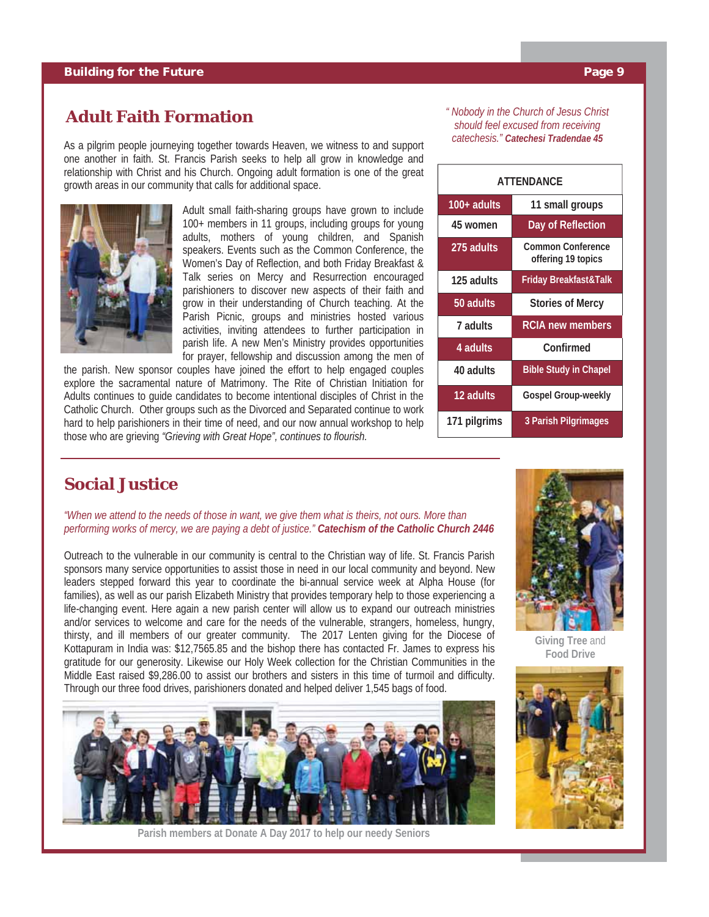## Adult Faith Formation

As a pilgrim people journeying together towards Heaven, we witness to and support one another in faith. St. Francis Parish seeks to help all grow in knowledge and relationship with Christ and his Church. Ongoing adult formation is one of the great growth areas in our community that calls for additional space.

Adult small faith-sharing groups have grown to include 100+ members in 11 groups, including groups for young adults, mothers of young children, and Spanish speakers. Events such as the Common Conference, the Women's Day of Reflection, and both Friday Breakfast & Talk series on Mercy and Resurrection encouraged parishioners to discover new aspects of their faith and grow in their understanding of Church teaching. At the Parish Picnic, groups and ministries hosted various activities, inviting attendees to further participation in parish life. A new Men's Ministry provides opportunities for prayer, fellowship and discussion among the men of the parish. New sponsor couples have joined the effort to help engaged couples explore the sacramental nature of Matrimony. The Rite of Christian Initiation for Adults continues to guide candidates to become intentional disciples of Christ in the Catholic Church. Other groups such as the Divorced and Separated continue to work hard to help parishioners in their time of need, and our now annual workshop to help those who are grieving *"Grieving with Great Hope", continues to flourish.*

*" Nobody in the Church of Jesus Christ should feel excused from receiving catechesis." **Catechesi Tradendae 45***

| ATTENDANCE | |
|---|---|
| 100+ adults | 11 small groups |
| 45 women | Day of Reflection |
| 275 adults | Common Conference offering 19 topics |
| 125 adults | Friday Breakfast&Talk |
| 50 adults | Stories of Mercy |
| 7 adults | RCIA new members |
| 4 adults | Confirmed |
| 40 adults | Bible Study in Chapel |
| 12 adults | Gospel Group-weekly |
| 171 pilgrims | 3 Parish Pilgrimages |

## Social Justice

*"When we attend to the needs of those in want, we give them what is theirs, not ours. More than performing works of mercy, we are paying a debt of justice." **Catechism of the Catholic Church 2446***

Outreach to the vulnerable in our community is central to the Christian way of life. St. Francis Parish sponsors many service opportunities to assist those in need in our local community and beyond. New leaders stepped forward this year to coordinate the bi-annual service week at Alpha House (for families), as well as our parish Elizabeth Ministry that provides temporary help to those experiencing a life-changing event. Here again a new parish center will allow us to expand our outreach ministries and/or services to welcome and care for the needs of the vulnerable, strangers, homeless, hungry, thirsty, and ill members of our greater community. The 2017 Lenten giving for the Diocese of Kottapuram in India was: $12,7565.85 and the bishop there has contacted Fr. James to express his gratitude for our generosity. Likewise our Holy Week collection for the Christian Communities in the Middle East raised $9,286.00 to assist our brothers and sisters in this time of turmoil and difficulty. Through our three food drives, parishioners donated and helped deliver 1,545 bags of food.

Giving Tree and Food Drive

Parish members at Donate A Day 2017 to help our needy Seniors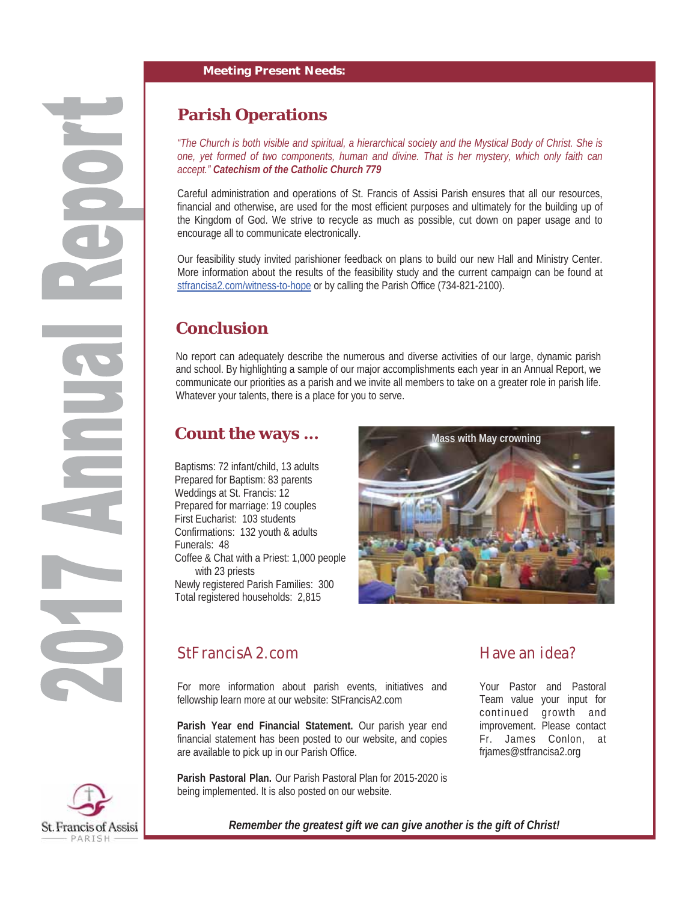**Meeting Present Needs:**

## Parish Operations

*"The Church is both visible and spiritual, a hierarchical society and the Mystical Body of Christ. She is one, yet formed of two components, human and divine. That is her mystery, which only faith can accept."* ***Catechism of the Catholic Church 779***

Careful administration and operations of St. Francis of Assisi Parish ensures that all our resources, financial and otherwise, are used for the most efficient purposes and ultimately for the building up of the Kingdom of God. We strive to recycle as much as possible, cut down on paper usage and to encourage all to communicate electronically.

Our feasibility study invited parishioner feedback on plans to build our new Hall and Ministry Center. More information about the results of the feasibility study and the current campaign can be found at stfrancisa2.com/witness-to-hope or by calling the Parish Office (734-821-2100).

## Conclusion

No report can adequately describe the numerous and diverse activities of our large, dynamic parish and school. By highlighting a sample of our major accomplishments each year in an Annual Report, we communicate our priorities as a parish and we invite all members to take on a greater role in parish life. Whatever your talents, there is a place for you to serve.

## Count the ways ...

Baptisms: 72 infant/child, 13 adults
Prepared for Baptism: 83 parents
Weddings at St. Francis: 12
Prepared for marriage: 19 couples
First Eucharist: 103 students
Confirmations: 132 youth & adults
Funerals: 48
Coffee & Chat with a Priest: 1,000 people with 23 priests
Newly registered Parish Families: 300
Total registered households: 2,815

Mass with May crowning

## StFrancisA2.com

For more information about parish events, initiatives and fellowship learn more at our website: StFrancisA2.com

**Parish Year end Financial Statement.** Our parish year end financial statement has been posted to our website, and copies are available to pick up in our Parish Office.

**Parish Pastoral Plan.** Our Parish Pastoral Plan for 2015-2020 is being implemented. It is also posted on our website.

## Have an idea?

Your Pastor and Pastoral Team value your input for continued growth and improvement. Please contact Fr. James Conlon, at frjames@stfrancisa2.org

***Remember the greatest gift we can give another is the gift of Christ!***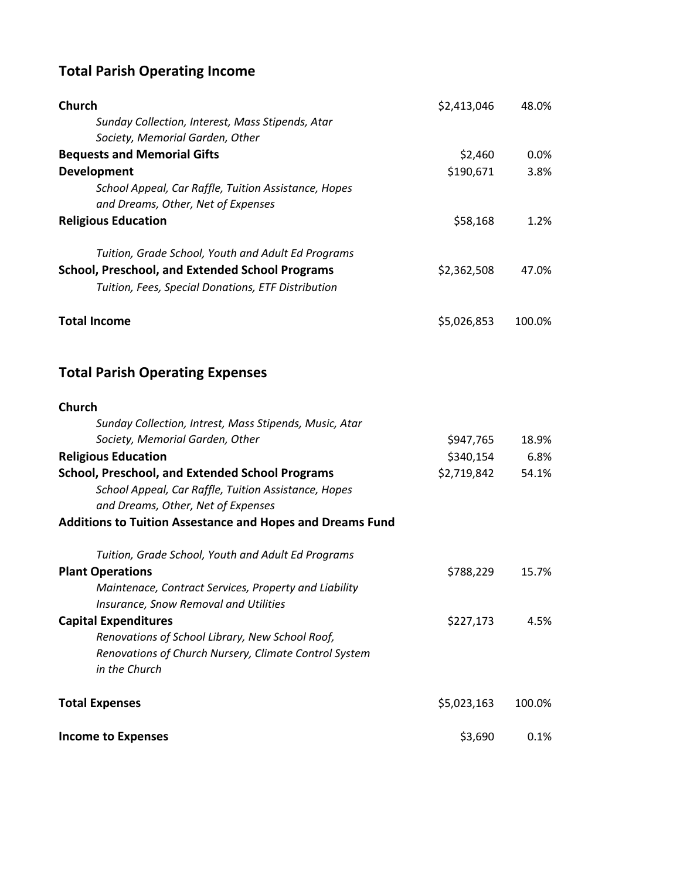## Total Parish Operating Income

| | | |
|---|---|---|
| **Church** | $2,413,046 | 48.0% |
| *Sunday Collection, Interest, Mass Stipends, Atar Society, Memorial Garden, Other* | | |
| **Bequests and Memorial Gifts** | $2,460 | 0.0% |
| **Development** | $190,671 | 3.8% |
| *School Appeal, Car Raffle, Tuition Assistance, Hopes and Dreams, Other, Net of Expenses* | | |
| **Religious Education** | $58,168 | 1.2% |
| *Tuition, Grade School, Youth and Adult Ed Programs* | | |
| **School, Preschool, and Extended School Programs** | $2,362,508 | 47.0% |
| *Tuition, Fees, Special Donations, ETF Distribution* | | |
| **Total Income** | $5,026,853 | 100.0% |

## Total Parish Operating Expenses

| | | |
|---|---|---|
| **Church** | | |
| *Sunday Collection, Intrest, Mass Stipends, Music, Atar Society, Memorial Garden, Other* | $947,765 | 18.9% |
| **Religious Education** | $340,154 | 6.8% |
| **School, Preschool, and Extended School Programs** | $2,719,842 | 54.1% |
| *School Appeal, Car Raffle, Tuition Assistance, Hopes and Dreams, Other, Net of Expenses* | | |
| **Additions to Tuition Assestance and Hopes and Dreams Fund** | | |
| *Tuition, Grade School, Youth and Adult Ed Programs* | | |
| **Plant Operations** | $788,229 | 15.7% |
| *Maintenace, Contract Services, Property and Liability Insurance, Snow Removal and Utilities* | | |
| **Capital Expenditures** | $227,173 | 4.5% |
| *Renovations of School Library, New School Roof, Renovations of Church Nursery, Climate Control System in the Church* | | |
| **Total Expenses** | $5,023,163 | 100.0% |
| **Income to Expenses** | $3,690 | 0.1% |